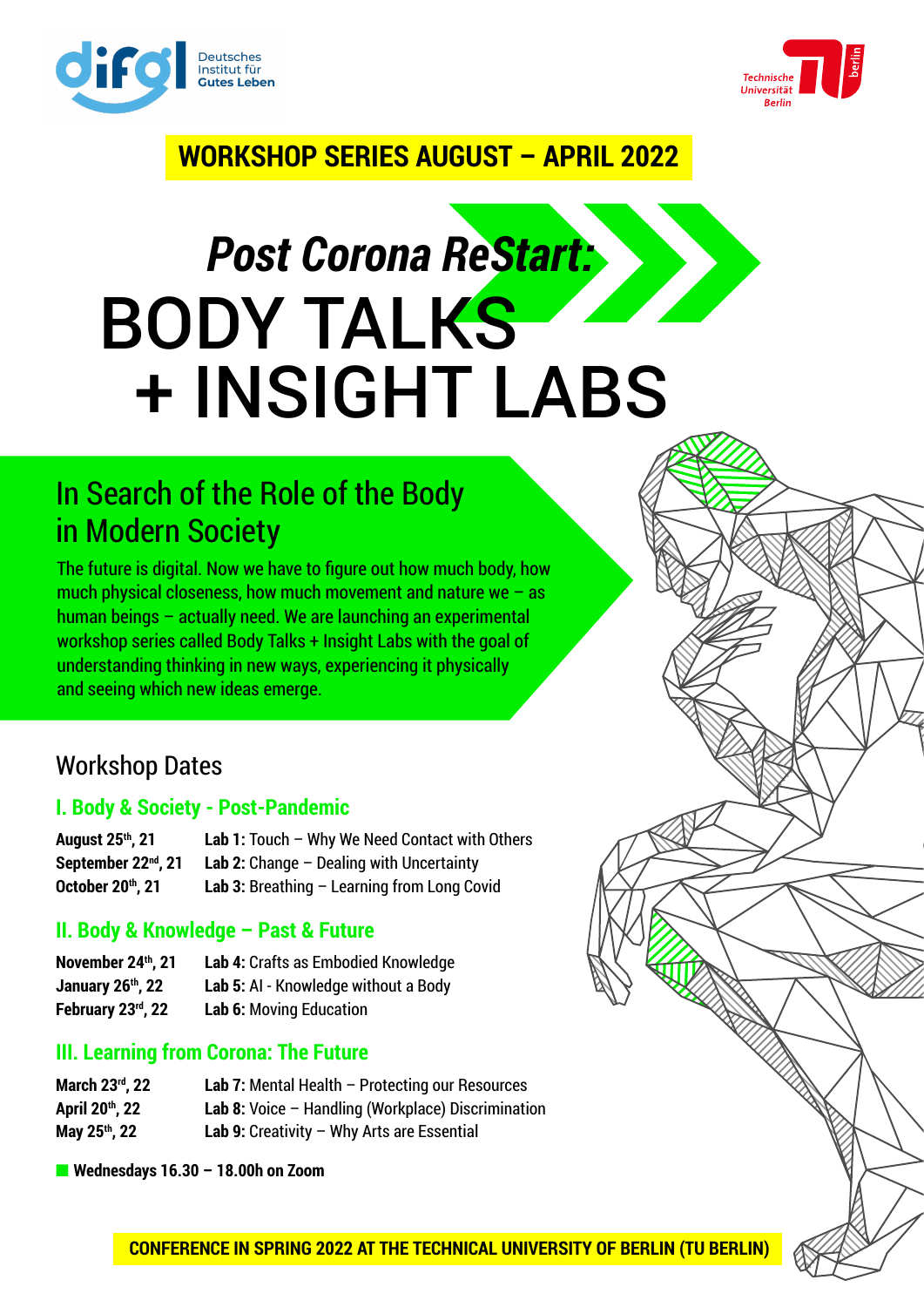Deutsches Institut für Gutes Leben

Technische Universität Berlin

**WORKSHOP SERIES AUGUST – APRIL 2022**

# *Post Corona ReStart:* BODY TALKS + INSIGHT LABS

## In Search of the Role of the Body in Modern Society

The future is digital. Now we have to figure out how much body, how much physical closeness, how much movement and nature we – as human beings – actually need. We are launching an experimental workshop series called Body Talks + Insight Labs with the goal of understanding thinking in new ways, experiencing it physically and seeing which new ideas emerge.

## Workshop Dates

### I. Body & Society - Post-Pandemic

**August 25th, 21** — **Lab 1:** Touch – Why We Need Contact with Others
**September 22nd, 21** — **Lab 2:** Change – Dealing with Uncertainty
**October 20th, 21** — **Lab 3:** Breathing – Learning from Long Covid

### II. Body & Knowledge – Past & Future

**November 24th, 21** — **Lab 4:** Crafts as Embodied Knowledge
**January 26th, 22** — **Lab 5:** AI - Knowledge without a Body
**February 23rd, 22** — **Lab 6:** Moving Education

### III. Learning from Corona: The Future

**March 23rd, 22** — **Lab 7:** Mental Health – Protecting our Resources
**April 20th, 22** — **Lab 8:** Voice – Handling (Workplace) Discrimination
**May 25th, 22** — **Lab 9:** Creativity – Why Arts are Essential

**Wednesdays 16.30 – 18.00h on Zoom**

**CONFERENCE IN SPRING 2022 AT THE TECHNICAL UNIVERSITY OF BERLIN (TU BERLIN)**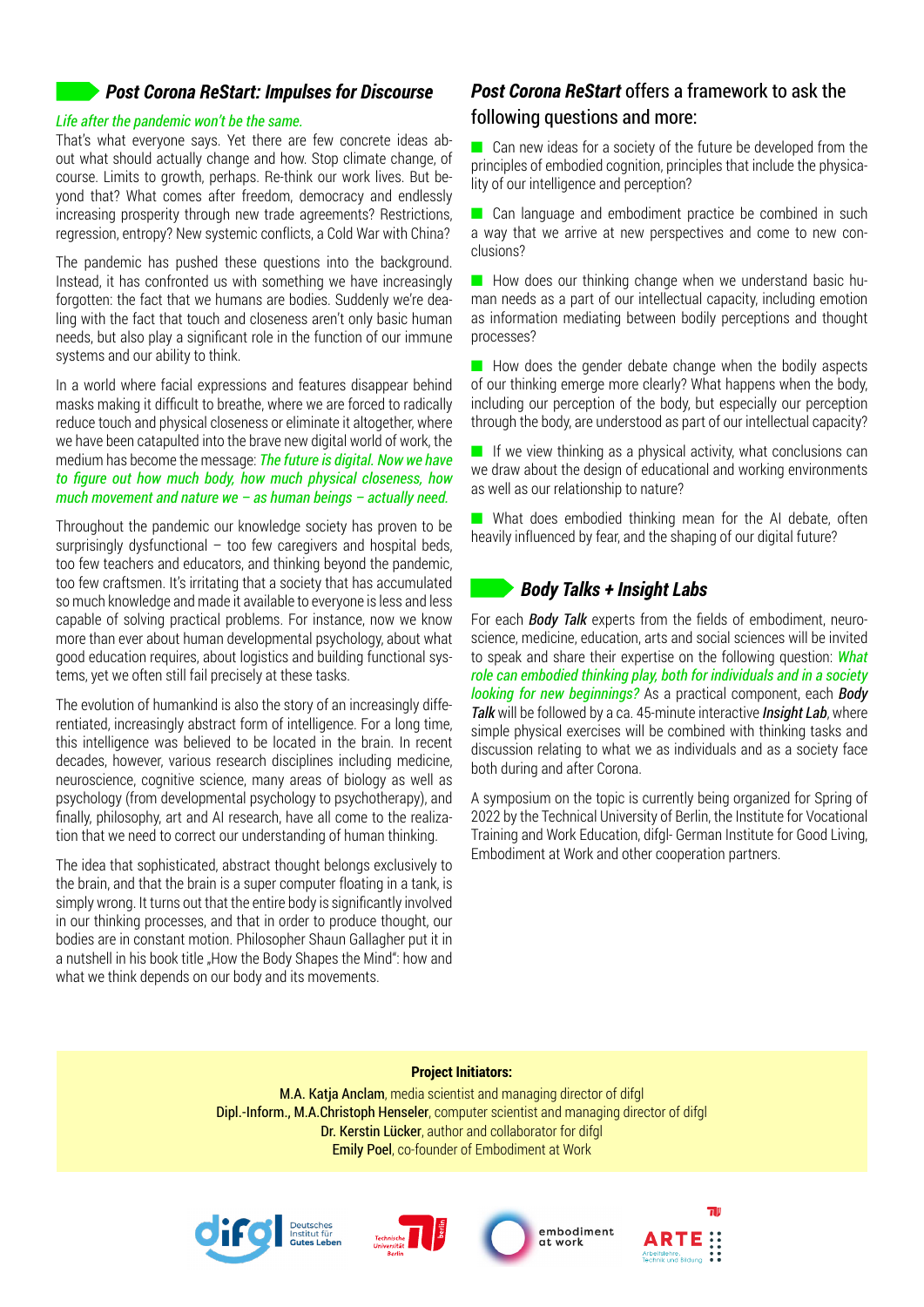## Post Corona ReStart: Impulses for Discourse

*Life after the pandemic won't be the same.*

That's what everyone says. Yet there are few concrete ideas about what should actually change and how. Stop climate change, of course. Limits to growth, perhaps. Re-think our work lives. But beyond that? What comes after freedom, democracy and endlessly increasing prosperity through new trade agreements? Restrictions, regression, entropy? New systemic conflicts, a Cold War with China?

The pandemic has pushed these questions into the background. Instead, it has confronted us with something we have increasingly forgotten: the fact that we humans are bodies. Suddenly we're dealing with the fact that touch and closeness aren't only basic human needs, but also play a significant role in the function of our immune systems and our ability to think.

In a world where facial expressions and features disappear behind masks making it difficult to breathe, where we are forced to radically reduce touch and physical closeness or eliminate it altogether, where we have been catapulted into the brave new digital world of work, the medium has become the message: *The future is digital. Now we have to figure out how much body, how much physical closeness, how much movement and nature we – as human beings – actually need.*

Throughout the pandemic our knowledge society has proven to be surprisingly dysfunctional – too few caregivers and hospital beds, too few teachers and educators, and thinking beyond the pandemic, too few craftsmen. It's irritating that a society that has accumulated so much knowledge and made it available to everyone is less and less capable of solving practical problems. For instance, now we know more than ever about human developmental psychology, about what good education requires, about logistics and building functional systems, yet we often still fail precisely at these tasks.

The evolution of humankind is also the story of an increasingly differentiated, increasingly abstract form of intelligence. For a long time, this intelligence was believed to be located in the brain. In recent decades, however, various research disciplines including medicine, neuroscience, cognitive science, many areas of biology as well as psychology (from developmental psychology to psychotherapy), and finally, philosophy, art and AI research, have all come to the realization that we need to correct our understanding of human thinking.

The idea that sophisticated, abstract thought belongs exclusively to the brain, and that the brain is a super computer floating in a tank, is simply wrong. It turns out that the entire body is significantly involved in our thinking processes, and that in order to produce thought, our bodies are in constant motion. Philosopher Shaun Gallagher put it in a nutshell in his book title „How the Body Shapes the Mind": how and what we think depends on our body and its movements.

### ***Post Corona ReStart*** offers a framework to ask the following questions and more:

- Can new ideas for a society of the future be developed from the principles of embodied cognition, principles that include the physicality of our intelligence and perception?
- Can language and embodiment practice be combined in such a way that we arrive at new perspectives and come to new conclusions?
- How does our thinking change when we understand basic human needs as a part of our intellectual capacity, including emotion as information mediating between bodily perceptions and thought processes?
- How does the gender debate change when the bodily aspects of our thinking emerge more clearly? What happens when the body, including our perception of the body, but especially our perception through the body, are understood as part of our intellectual capacity?
- If we view thinking as a physical activity, what conclusions can we draw about the design of educational and working environments as well as our relationship to nature?
- What does embodied thinking mean for the AI debate, often heavily influenced by fear, and the shaping of our digital future?

## Body Talks + Insight Labs

For each ***Body Talk*** experts from the fields of embodiment, neuroscience, medicine, education, arts and social sciences will be invited to speak and share their expertise on the following question: ***What role can embodied thinking play, both for individuals and in a society looking for new beginnings?*** As a practical component, each ***Body Talk*** will be followed by a ca. 45-minute interactive ***Insight Lab***, where simple physical exercises will be combined with thinking tasks and discussion relating to what we as individuals and as a society face both during and after Corona.

A symposium on the topic is currently being organized for Spring of 2022 by the Technical University of Berlin, the Institute for Vocational Training and Work Education, difgl- German Institute for Good Living, Embodiment at Work and other cooperation partners.

**Project Initiators:**

M.A. Katja Anclam, media scientist and managing director of difgl
Dipl.-Inform., M.A.Christoph Henseler, computer scientist and managing director of difgl
Dr. Kerstin Lücker, author and collaborator for difgl
Emily Poel, co-founder of Embodiment at Work

difgl Deutsches Institut für Gutes Leben · Technische Universität Berlin · embodiment at work · ARTE Arbeitslehre, Technik und Bildung